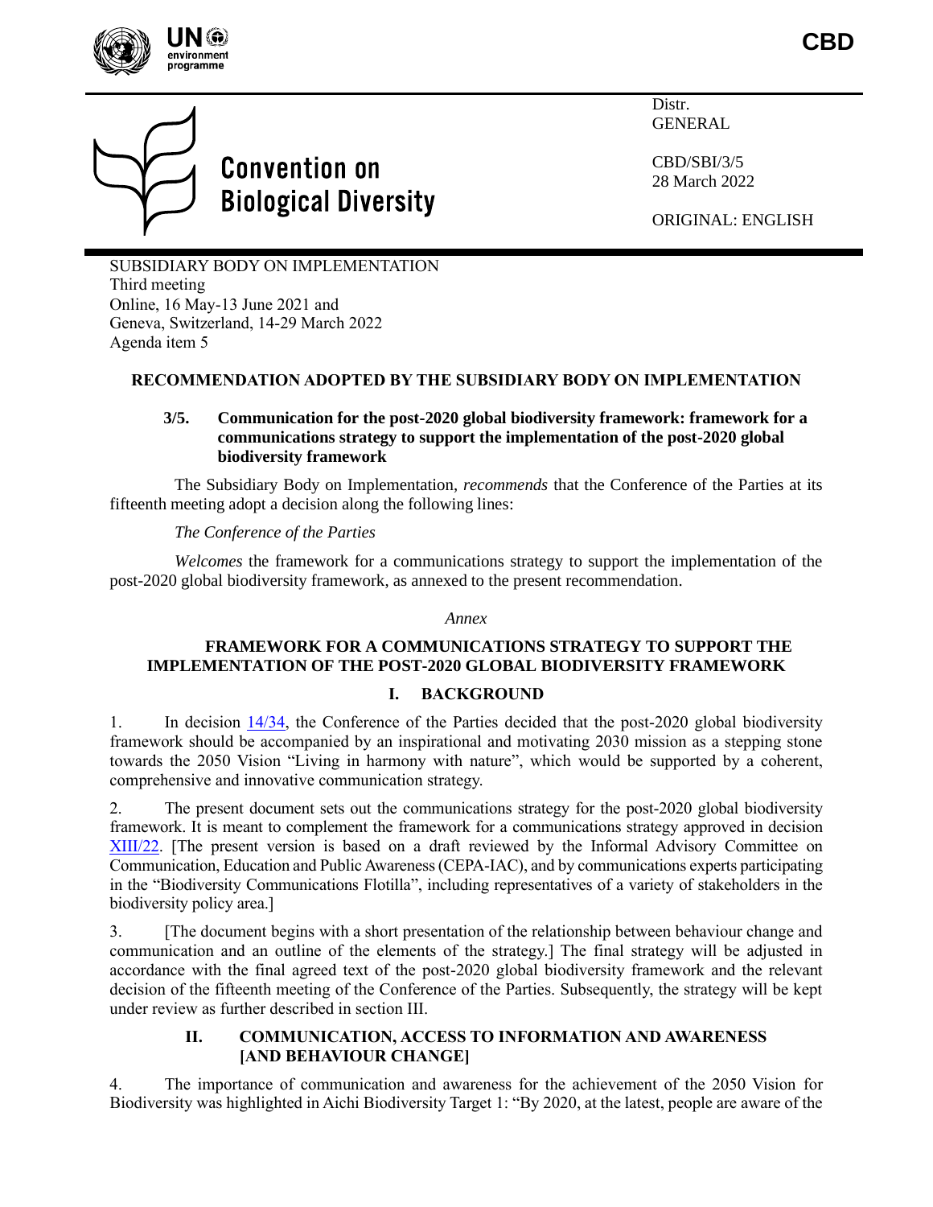CBD

Convention on Biological Diversity

Distr.
GENERAL

CBD/SBI/3/5
28 March 2022

ORIGINAL: ENGLISH

SUBSIDIARY BODY ON IMPLEMENTATION
Third meeting
Online, 16 May-13 June 2021 and
Geneva, Switzerland, 14-29 March 2022
Agenda item 5

**RECOMMENDATION ADOPTED BY THE SUBSIDIARY BODY ON IMPLEMENTATION**

**3/5. Communication for the post-2020 global biodiversity framework: framework for a communications strategy to support the implementation of the post-2020 global biodiversity framework**

The Subsidiary Body on Implementation, *recommends* that the Conference of the Parties at its fifteenth meeting adopt a decision along the following lines:

*The Conference of the Parties*

*Welcomes* the framework for a communications strategy to support the implementation of the post-2020 global biodiversity framework, as annexed to the present recommendation.

*Annex*

**FRAMEWORK FOR A COMMUNICATIONS STRATEGY TO SUPPORT THE IMPLEMENTATION OF THE POST-2020 GLOBAL BIODIVERSITY FRAMEWORK**

## I. BACKGROUND

1. In decision 14/34, the Conference of the Parties decided that the post-2020 global biodiversity framework should be accompanied by an inspirational and motivating 2030 mission as a stepping stone towards the 2050 Vision "Living in harmony with nature", which would be supported by a coherent, comprehensive and innovative communication strategy.

2. The present document sets out the communications strategy for the post-2020 global biodiversity framework. It is meant to complement the framework for a communications strategy approved in decision XIII/22. [The present version is based on a draft reviewed by the Informal Advisory Committee on Communication, Education and Public Awareness (CEPA-IAC), and by communications experts participating in the "Biodiversity Communications Flotilla", including representatives of a variety of stakeholders in the biodiversity policy area.]

3. [The document begins with a short presentation of the relationship between behaviour change and communication and an outline of the elements of the strategy.] The final strategy will be adjusted in accordance with the final agreed text of the post-2020 global biodiversity framework and the relevant decision of the fifteenth meeting of the Conference of the Parties. Subsequently, the strategy will be kept under review as further described in section III.

## II. COMMUNICATION, ACCESS TO INFORMATION AND AWARENESS [AND BEHAVIOUR CHANGE]

4. The importance of communication and awareness for the achievement of the 2050 Vision for Biodiversity was highlighted in Aichi Biodiversity Target 1: "By 2020, at the latest, people are aware of the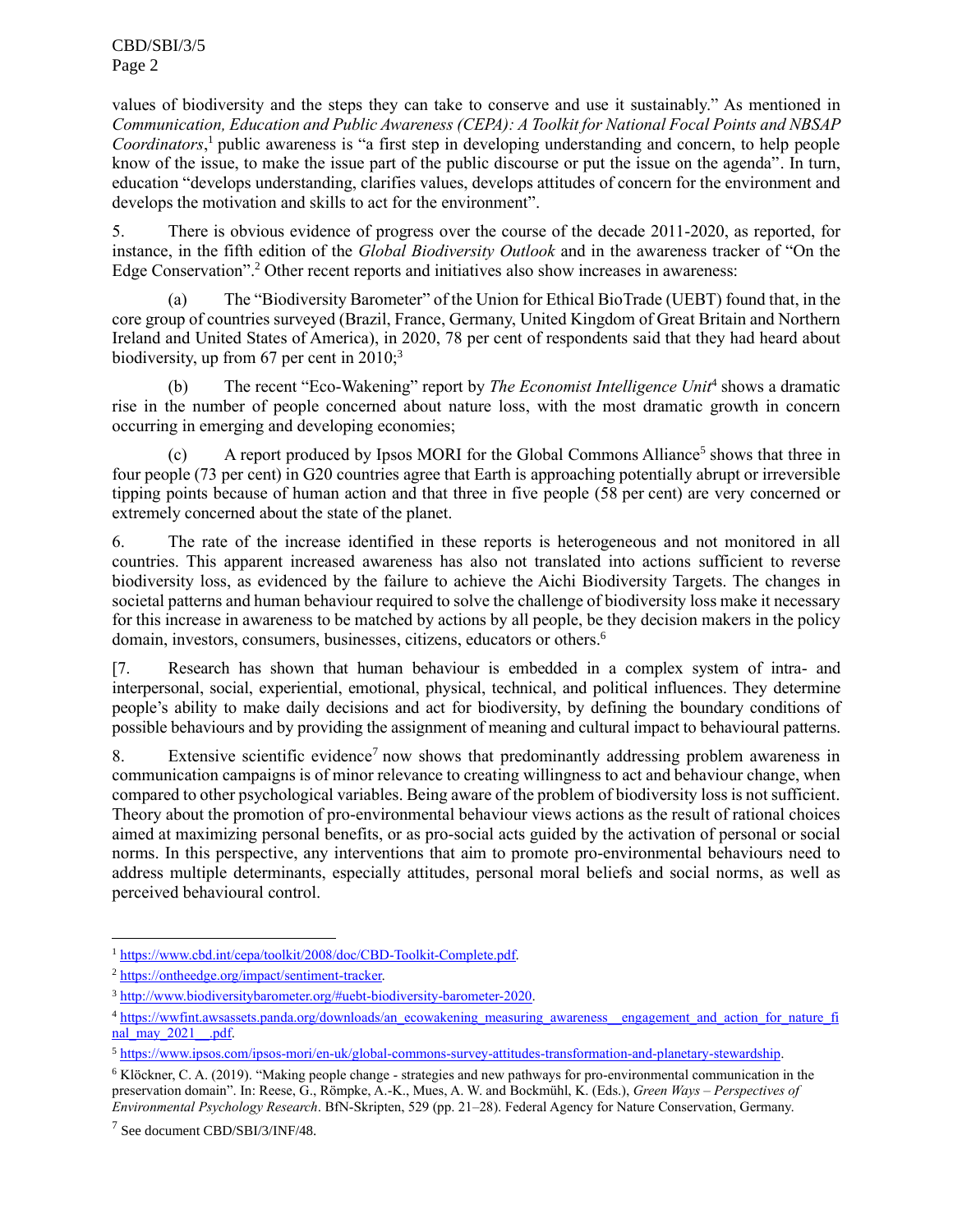values of biodiversity and the steps they can take to conserve and use it sustainably." As mentioned in *Communication, Education and Public Awareness (CEPA): A Toolkit for National Focal Points and NBSAP Coordinators*,[1] public awareness is "a first step in developing understanding and concern, to help people know of the issue, to make the issue part of the public discourse or put the issue on the agenda". In turn, education "develops understanding, clarifies values, develops attitudes of concern for the environment and develops the motivation and skills to act for the environment".

5. There is obvious evidence of progress over the course of the decade 2011-2020, as reported, for instance, in the fifth edition of the *Global Biodiversity Outlook* and in the awareness tracker of "On the Edge Conservation".[2] Other recent reports and initiatives also show increases in awareness:

(a) The "Biodiversity Barometer" of the Union for Ethical BioTrade (UEBT) found that, in the core group of countries surveyed (Brazil, France, Germany, United Kingdom of Great Britain and Northern Ireland and United States of America), in 2020, 78 per cent of respondents said that they had heard about biodiversity, up from 67 per cent in 2010;[3]

(b) The recent "Eco-Wakening" report by *The Economist Intelligence Unit*[4] shows a dramatic rise in the number of people concerned about nature loss, with the most dramatic growth in concern occurring in emerging and developing economies;

(c) A report produced by Ipsos MORI for the Global Commons Alliance[5] shows that three in four people (73 per cent) in G20 countries agree that Earth is approaching potentially abrupt or irreversible tipping points because of human action and that three in five people (58 per cent) are very concerned or extremely concerned about the state of the planet.

6. The rate of the increase identified in these reports is heterogeneous and not monitored in all countries. This apparent increased awareness has also not translated into actions sufficient to reverse biodiversity loss, as evidenced by the failure to achieve the Aichi Biodiversity Targets. The changes in societal patterns and human behaviour required to solve the challenge of biodiversity loss make it necessary for this increase in awareness to be matched by actions by all people, be they decision makers in the policy domain, investors, consumers, businesses, citizens, educators or others.[6]

[7. Research has shown that human behaviour is embedded in a complex system of intra- and interpersonal, social, experiential, emotional, physical, technical, and political influences. They determine people's ability to make daily decisions and act for biodiversity, by defining the boundary conditions of possible behaviours and by providing the assignment of meaning and cultural impact to behavioural patterns.

8. Extensive scientific evidence[7] now shows that predominantly addressing problem awareness in communication campaigns is of minor relevance to creating willingness to act and behaviour change, when compared to other psychological variables. Being aware of the problem of biodiversity loss is not sufficient. Theory about the promotion of pro-environmental behaviour views actions as the result of rational choices aimed at maximizing personal benefits, or as pro-social acts guided by the activation of personal or social norms. In this perspective, any interventions that aim to promote pro-environmental behaviours need to address multiple determinants, especially attitudes, personal moral beliefs and social norms, as well as perceived behavioural control.

---

[1] https://www.cbd.int/cepa/toolkit/2008/doc/CBD-Toolkit-Complete.pdf.

[2] https://ontheedge.org/impact/sentiment-tracker.

[3] http://www.biodiversitybarometer.org/#uebt-biodiversity-barometer-2020.

[4] https://wwfint.awsassets.panda.org/downloads/an_ecowakening_measuring_awareness__engagement_and_action_for_nature_final_may_2021__.pdf.

[5] https://www.ipsos.com/ipsos-mori/en-uk/global-commons-survey-attitudes-transformation-and-planetary-stewardship.

[6] Klöckner, C. A. (2019). "Making people change - strategies and new pathways for pro-environmental communication in the preservation domain". In: Reese, G., Römpke, A.-K., Mues, A. W. and Bockmühl, K. (Eds.), *Green Ways – Perspectives of Environmental Psychology Research*. BfN-Skripten, 529 (pp. 21–28). Federal Agency for Nature Conservation, Germany.

[7] See document CBD/SBI/3/INF/48.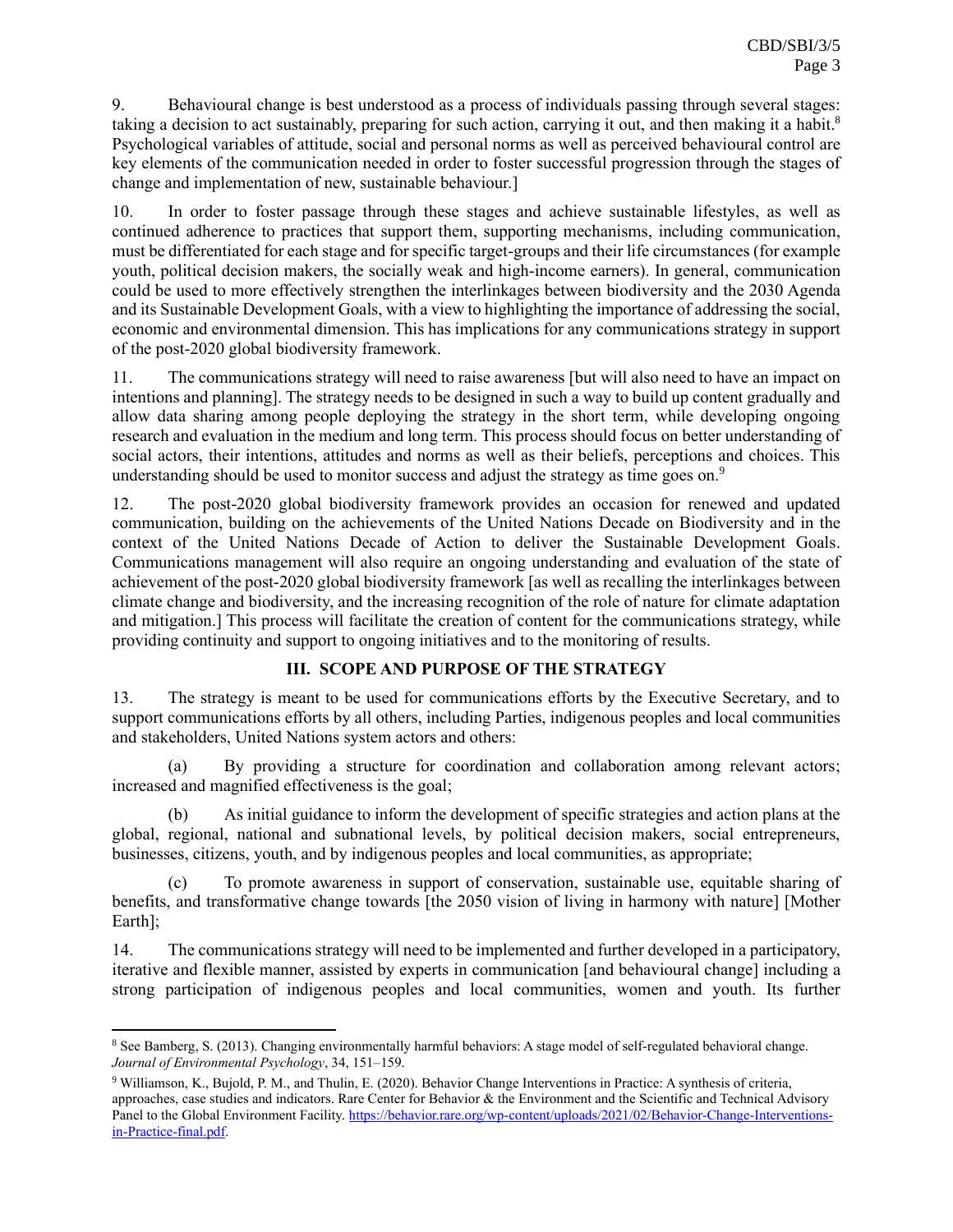9. Behavioural change is best understood as a process of individuals passing through several stages: taking a decision to act sustainably, preparing for such action, carrying it out, and then making it a habit.[8] Psychological variables of attitude, social and personal norms as well as perceived behavioural control are key elements of the communication needed in order to foster successful progression through the stages of change and implementation of new, sustainable behaviour.]

10. In order to foster passage through these stages and achieve sustainable lifestyles, as well as continued adherence to practices that support them, supporting mechanisms, including communication, must be differentiated for each stage and for specific target-groups and their life circumstances (for example youth, political decision makers, the socially weak and high-income earners). In general, communication could be used to more effectively strengthen the interlinkages between biodiversity and the 2030 Agenda and its Sustainable Development Goals, with a view to highlighting the importance of addressing the social, economic and environmental dimension. This has implications for any communications strategy in support of the post-2020 global biodiversity framework.

11. The communications strategy will need to raise awareness [but will also need to have an impact on intentions and planning]. The strategy needs to be designed in such a way to build up content gradually and allow data sharing among people deploying the strategy in the short term, while developing ongoing research and evaluation in the medium and long term. This process should focus on better understanding of social actors, their intentions, attitudes and norms as well as their beliefs, perceptions and choices. This understanding should be used to monitor success and adjust the strategy as time goes on.[9]

12. The post-2020 global biodiversity framework provides an occasion for renewed and updated communication, building on the achievements of the United Nations Decade on Biodiversity and in the context of the United Nations Decade of Action to deliver the Sustainable Development Goals. Communications management will also require an ongoing understanding and evaluation of the state of achievement of the post-2020 global biodiversity framework [as well as recalling the interlinkages between climate change and biodiversity, and the increasing recognition of the role of nature for climate adaptation and mitigation.] This process will facilitate the creation of content for the communications strategy, while providing continuity and support to ongoing initiatives and to the monitoring of results.

## III. SCOPE AND PURPOSE OF THE STRATEGY

13. The strategy is meant to be used for communications efforts by the Executive Secretary, and to support communications efforts by all others, including Parties, indigenous peoples and local communities and stakeholders, United Nations system actors and others:

(a) By providing a structure for coordination and collaboration among relevant actors; increased and magnified effectiveness is the goal;

(b) As initial guidance to inform the development of specific strategies and action plans at the global, regional, national and subnational levels, by political decision makers, social entrepreneurs, businesses, citizens, youth, and by indigenous peoples and local communities, as appropriate;

(c) To promote awareness in support of conservation, sustainable use, equitable sharing of benefits, and transformative change towards [the 2050 vision of living in harmony with nature] [Mother Earth];

14. The communications strategy will need to be implemented and further developed in a participatory, iterative and flexible manner, assisted by experts in communication [and behavioural change] including a strong participation of indigenous peoples and local communities, women and youth. Its further

---

[8] See Bamberg, S. (2013). Changing environmentally harmful behaviors: A stage model of self-regulated behavioral change. *Journal of Environmental Psychology*, 34, 151–159.

[9] Williamson, K., Bujold, P. M., and Thulin, E. (2020). Behavior Change Interventions in Practice: A synthesis of criteria, approaches, case studies and indicators. Rare Center for Behavior & the Environment and the Scientific and Technical Advisory Panel to the Global Environment Facility. https://behavior.rare.org/wp-content/uploads/2021/02/Behavior-Change-Interventions-in-Practice-final.pdf.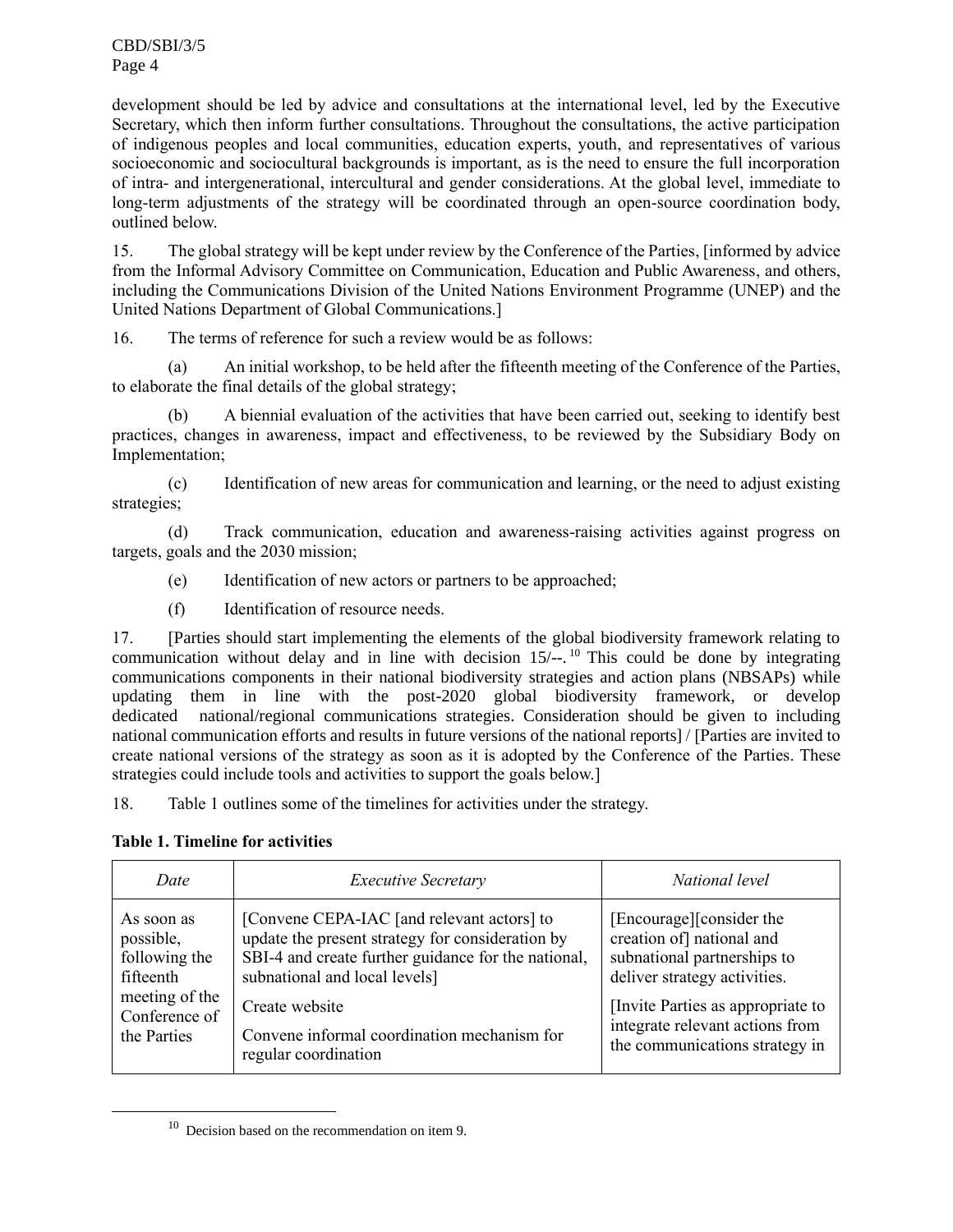development should be led by advice and consultations at the international level, led by the Executive Secretary, which then inform further consultations. Throughout the consultations, the active participation of indigenous peoples and local communities, education experts, youth, and representatives of various socioeconomic and sociocultural backgrounds is important, as is the need to ensure the full incorporation of intra- and intergenerational, intercultural and gender considerations. At the global level, immediate to long-term adjustments of the strategy will be coordinated through an open-source coordination body, outlined below.

15. The global strategy will be kept under review by the Conference of the Parties, [informed by advice from the Informal Advisory Committee on Communication, Education and Public Awareness, and others, including the Communications Division of the United Nations Environment Programme (UNEP) and the United Nations Department of Global Communications.]

16. The terms of reference for such a review would be as follows:

(a) An initial workshop, to be held after the fifteenth meeting of the Conference of the Parties, to elaborate the final details of the global strategy;

(b) A biennial evaluation of the activities that have been carried out, seeking to identify best practices, changes in awareness, impact and effectiveness, to be reviewed by the Subsidiary Body on Implementation;

(c) Identification of new areas for communication and learning, or the need to adjust existing strategies;

(d) Track communication, education and awareness-raising activities against progress on targets, goals and the 2030 mission;

(e) Identification of new actors or partners to be approached;

(f) Identification of resource needs.

17. [Parties should start implementing the elements of the global biodiversity framework relating to communication without delay and in line with decision 15/--.[10] This could be done by integrating communications components in their national biodiversity strategies and action plans (NBSAPs) while updating them in line with the post-2020 global biodiversity framework, or develop dedicated national/regional communications strategies. Consideration should be given to including national communication efforts and results in future versions of the national reports] / [Parties are invited to create national versions of the strategy as soon as it is adopted by the Conference of the Parties. These strategies could include tools and activities to support the goals below.]

18. Table 1 outlines some of the timelines for activities under the strategy.

**Table 1. Timeline for activities**

| *Date* | *Executive Secretary* | *National level* |
|---|---|---|
| As soon as possible, following the fifteenth meeting of the Conference of the Parties | [Convene CEPA-IAC [and relevant actors] to update the present strategy for consideration by SBI-4 and create further guidance for the national, subnational and local levels]<br><br>Create website<br><br>Convene informal coordination mechanism for regular coordination | [Encourage][consider the creation of] national and subnational partnerships to deliver strategy activities.<br><br>[Invite Parties as appropriate to integrate relevant actions from the communications strategy in |

[10] Decision based on the recommendation on item 9.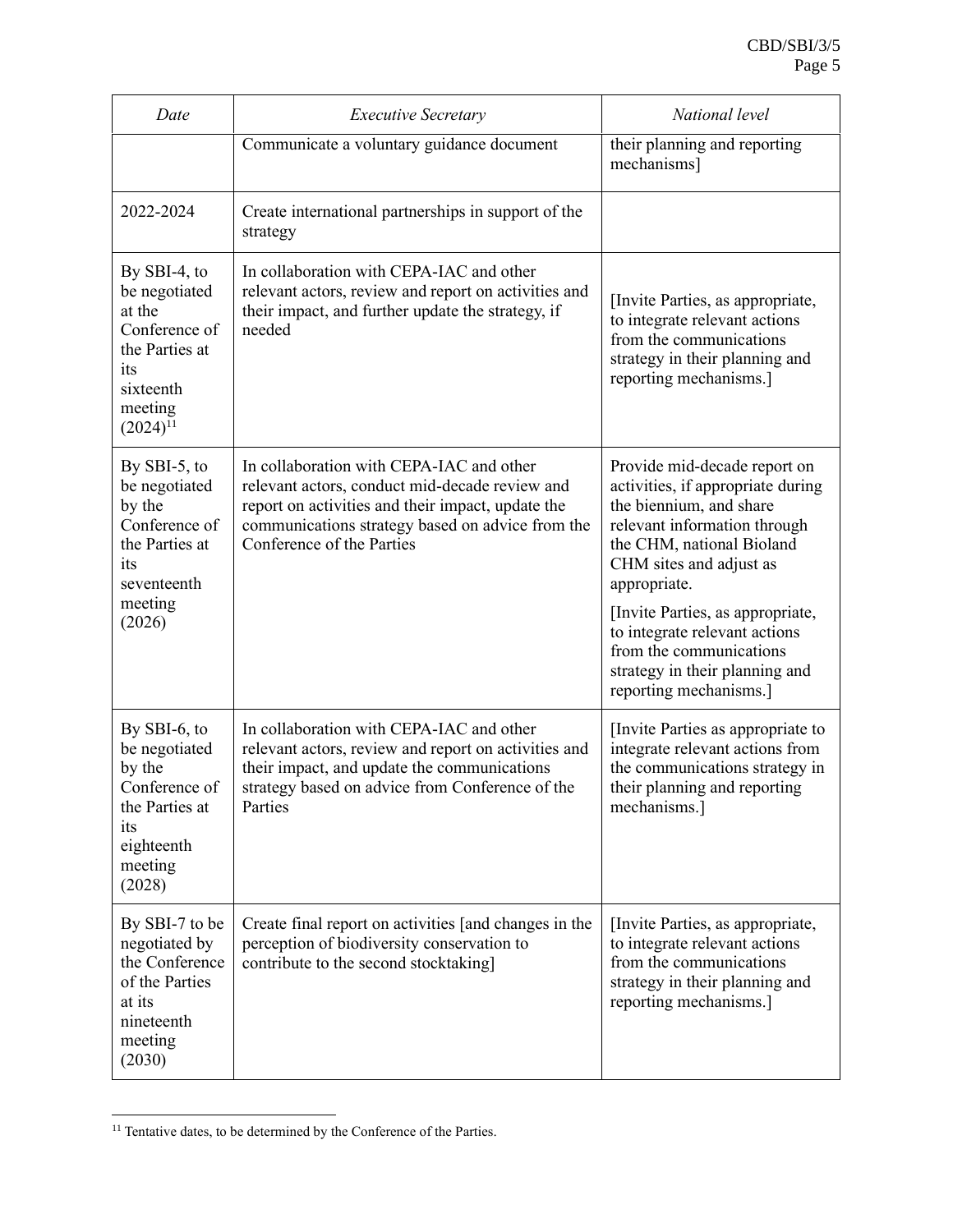| Date | Executive Secretary | National level |
|---|---|---|
| | Communicate a voluntary guidance document | their planning and reporting mechanisms] |
| 2022-2024 | Create international partnerships in support of the strategy | |
| By SBI-4, to be negotiated at the Conference of the Parties at its sixteenth meeting (2024)[11] | In collaboration with CEPA-IAC and other relevant actors, review and report on activities and their impact, and further update the strategy, if needed | [Invite Parties, as appropriate, to integrate relevant actions from the communications strategy in their planning and reporting mechanisms.] |
| By SBI-5, to be negotiated by the Conference of the Parties at its seventeenth meeting (2026) | In collaboration with CEPA-IAC and other relevant actors, conduct mid-decade review and report on activities and their impact, update the communications strategy based on advice from the Conference of the Parties | Provide mid-decade report on activities, if appropriate during the biennium, and share relevant information through the CHM, national Bioland CHM sites and adjust as appropriate. [Invite Parties, as appropriate, to integrate relevant actions from the communications strategy in their planning and reporting mechanisms.] |
| By SBI-6, to be negotiated by the Conference of the Parties at its eighteenth meeting (2028) | In collaboration with CEPA-IAC and other relevant actors, review and report on activities and their impact, and update the communications strategy based on advice from Conference of the Parties | [Invite Parties as appropriate to integrate relevant actions from the communications strategy in their planning and reporting mechanisms.] |
| By SBI-7 to be negotiated by the Conference of the Parties at its nineteenth meeting (2030) | Create final report on activities [and changes in the perception of biodiversity conservation to contribute to the second stocktaking] | [Invite Parties, as appropriate, to integrate relevant actions from the communications strategy in their planning and reporting mechanisms.] |

[11] Tentative dates, to be determined by the Conference of the Parties.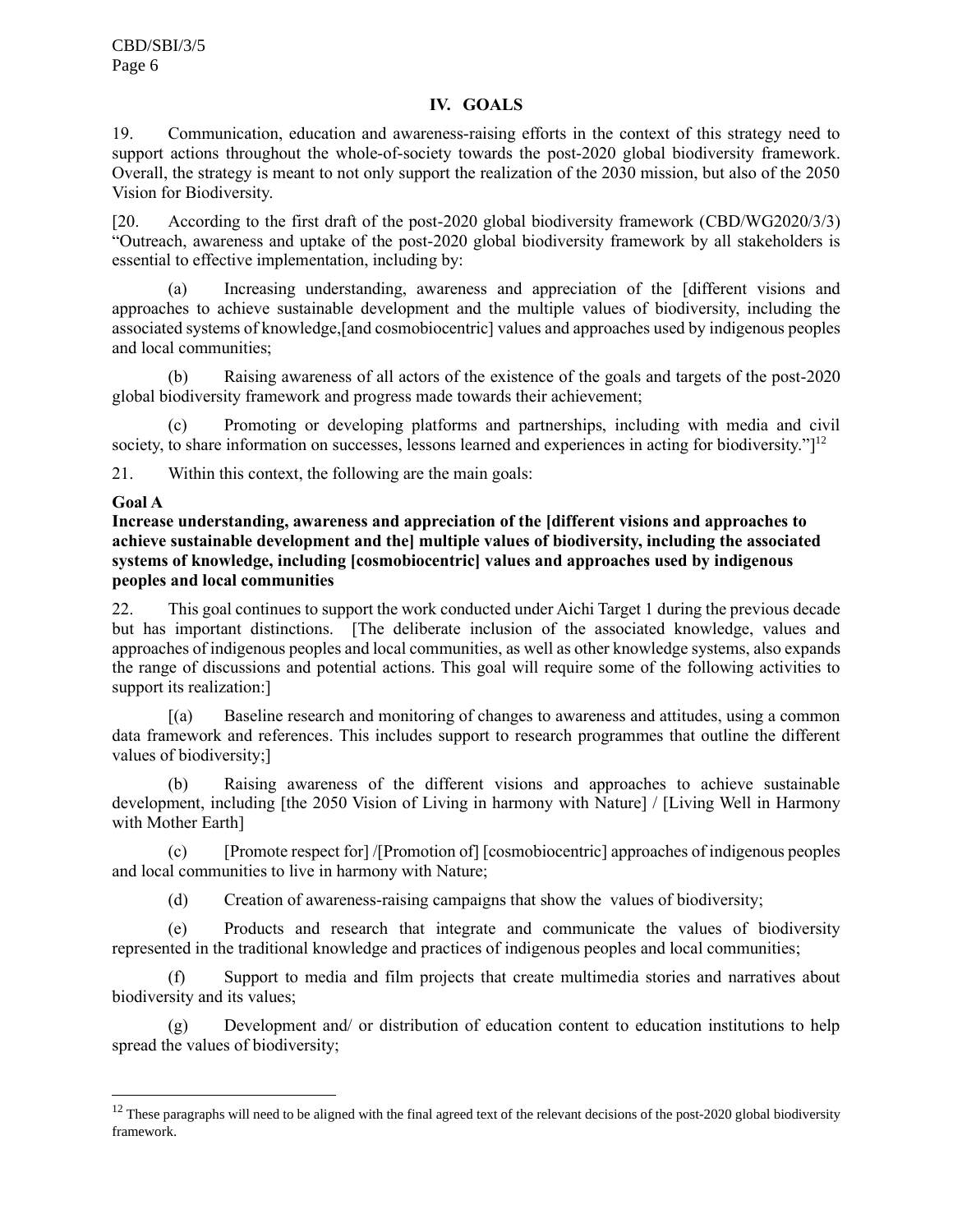## IV. GOALS

19. Communication, education and awareness-raising efforts in the context of this strategy need to support actions throughout the whole-of-society towards the post-2020 global biodiversity framework. Overall, the strategy is meant to not only support the realization of the 2030 mission, but also of the 2050 Vision for Biodiversity.

[20. According to the first draft of the post-2020 global biodiversity framework (CBD/WG2020/3/3) "Outreach, awareness and uptake of the post-2020 global biodiversity framework by all stakeholders is essential to effective implementation, including by:

(a) Increasing understanding, awareness and appreciation of the [different visions and approaches to achieve sustainable development and the multiple values of biodiversity, including the associated systems of knowledge,[and cosmobiocentric] values and approaches used by indigenous peoples and local communities;

(b) Raising awareness of all actors of the existence of the goals and targets of the post-2020 global biodiversity framework and progress made towards their achievement;

(c) Promoting or developing platforms and partnerships, including with media and civil society, to share information on successes, lessons learned and experiences in acting for biodiversity."][12]

21. Within this context, the following are the main goals:

**Goal A**
**Increase understanding, awareness and appreciation of the [different visions and approaches to achieve sustainable development and the] multiple values of biodiversity, including the associated systems of knowledge, including [cosmobiocentric] values and approaches used by indigenous peoples and local communities**

22. This goal continues to support the work conducted under Aichi Target 1 during the previous decade but has important distinctions. [The deliberate inclusion of the associated knowledge, values and approaches of indigenous peoples and local communities, as well as other knowledge systems, also expands the range of discussions and potential actions. This goal will require some of the following activities to support its realization:]

[(a) Baseline research and monitoring of changes to awareness and attitudes, using a common data framework and references. This includes support to research programmes that outline the different values of biodiversity;]

(b) Raising awareness of the different visions and approaches to achieve sustainable development, including [the 2050 Vision of Living in harmony with Nature] / [Living Well in Harmony with Mother Earth]

(c) [Promote respect for] /[Promotion of] [cosmobiocentric] approaches of indigenous peoples and local communities to live in harmony with Nature;

(d) Creation of awareness-raising campaigns that show the values of biodiversity;

(e) Products and research that integrate and communicate the values of biodiversity represented in the traditional knowledge and practices of indigenous peoples and local communities;

(f) Support to media and film projects that create multimedia stories and narratives about biodiversity and its values;

(g) Development and/ or distribution of education content to education institutions to help spread the values of biodiversity;

---

[12] These paragraphs will need to be aligned with the final agreed text of the relevant decisions of the post-2020 global biodiversity framework.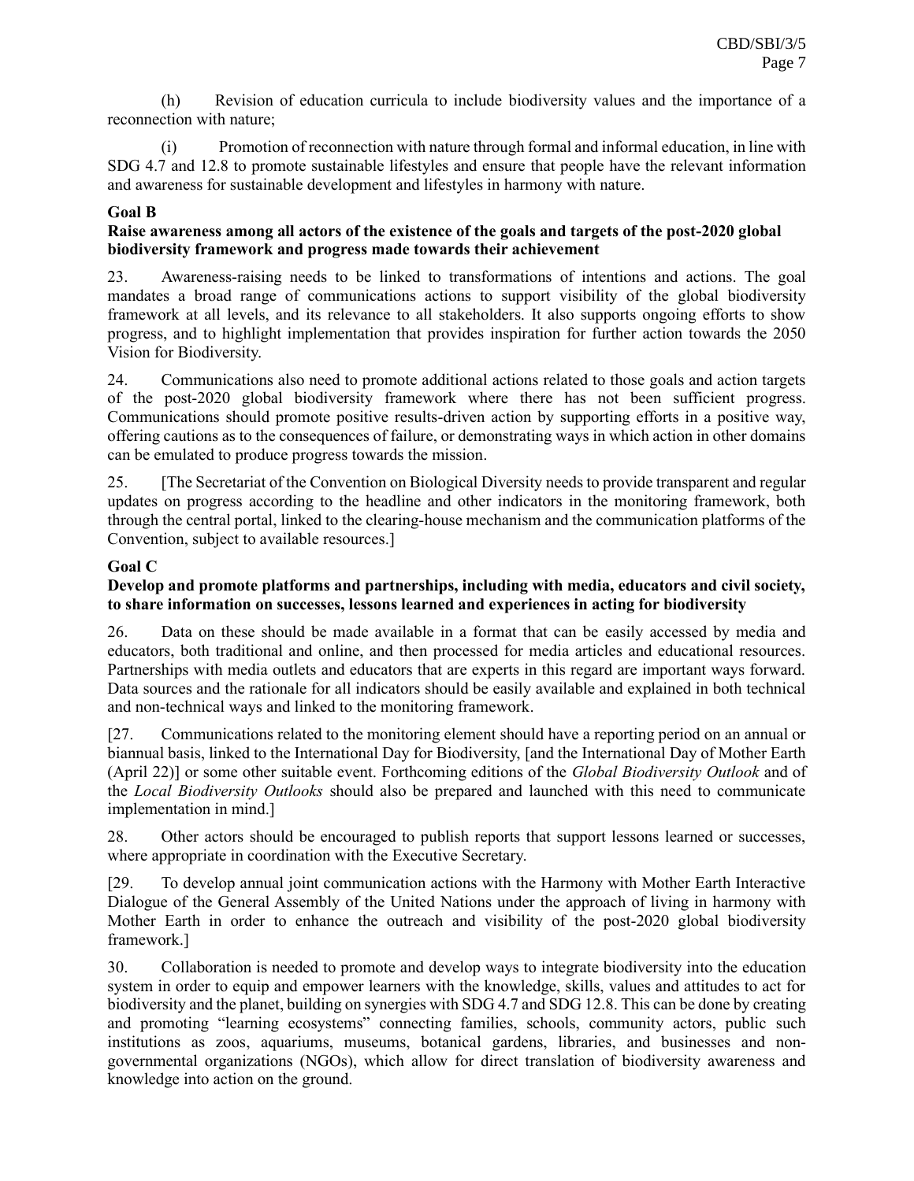(h) Revision of education curricula to include biodiversity values and the importance of a reconnection with nature;

(i) Promotion of reconnection with nature through formal and informal education, in line with SDG 4.7 and 12.8 to promote sustainable lifestyles and ensure that people have the relevant information and awareness for sustainable development and lifestyles in harmony with nature.

**Goal B**

**Raise awareness among all actors of the existence of the goals and targets of the post-2020 global biodiversity framework and progress made towards their achievement**

23. Awareness-raising needs to be linked to transformations of intentions and actions. The goal mandates a broad range of communications actions to support visibility of the global biodiversity framework at all levels, and its relevance to all stakeholders. It also supports ongoing efforts to show progress, and to highlight implementation that provides inspiration for further action towards the 2050 Vision for Biodiversity.

24. Communications also need to promote additional actions related to those goals and action targets of the post-2020 global biodiversity framework where there has not been sufficient progress. Communications should promote positive results-driven action by supporting efforts in a positive way, offering cautions as to the consequences of failure, or demonstrating ways in which action in other domains can be emulated to produce progress towards the mission.

25. [The Secretariat of the Convention on Biological Diversity needs to provide transparent and regular updates on progress according to the headline and other indicators in the monitoring framework, both through the central portal, linked to the clearing-house mechanism and the communication platforms of the Convention, subject to available resources.]

**Goal C**

**Develop and promote platforms and partnerships, including with media, educators and civil society, to share information on successes, lessons learned and experiences in acting for biodiversity**

26. Data on these should be made available in a format that can be easily accessed by media and educators, both traditional and online, and then processed for media articles and educational resources. Partnerships with media outlets and educators that are experts in this regard are important ways forward. Data sources and the rationale for all indicators should be easily available and explained in both technical and non-technical ways and linked to the monitoring framework.

[27. Communications related to the monitoring element should have a reporting period on an annual or biannual basis, linked to the International Day for Biodiversity, [and the International Day of Mother Earth (April 22)] or some other suitable event. Forthcoming editions of the *Global Biodiversity Outlook* and of the *Local Biodiversity Outlooks* should also be prepared and launched with this need to communicate implementation in mind.]

28. Other actors should be encouraged to publish reports that support lessons learned or successes, where appropriate in coordination with the Executive Secretary.

[29. To develop annual joint communication actions with the Harmony with Mother Earth Interactive Dialogue of the General Assembly of the United Nations under the approach of living in harmony with Mother Earth in order to enhance the outreach and visibility of the post-2020 global biodiversity framework.]

30. Collaboration is needed to promote and develop ways to integrate biodiversity into the education system in order to equip and empower learners with the knowledge, skills, values and attitudes to act for biodiversity and the planet, building on synergies with SDG 4.7 and SDG 12.8. This can be done by creating and promoting "learning ecosystems" connecting families, schools, community actors, public such institutions as zoos, aquariums, museums, botanical gardens, libraries, and businesses and non-governmental organizations (NGOs), which allow for direct translation of biodiversity awareness and knowledge into action on the ground.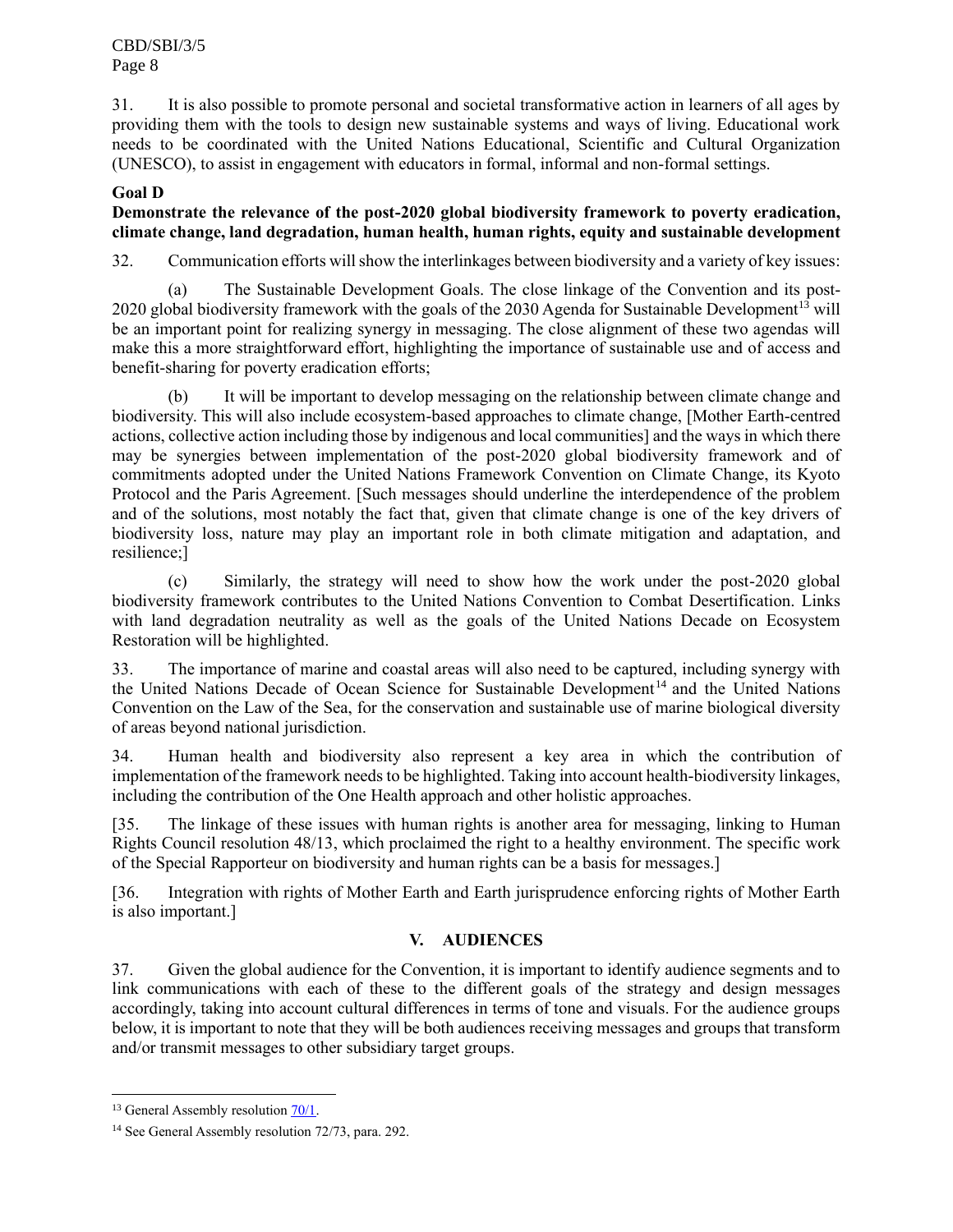31. It is also possible to promote personal and societal transformative action in learners of all ages by providing them with the tools to design new sustainable systems and ways of living. Educational work needs to be coordinated with the United Nations Educational, Scientific and Cultural Organization (UNESCO), to assist in engagement with educators in formal, informal and non-formal settings.

**Goal D**

**Demonstrate the relevance of the post-2020 global biodiversity framework to poverty eradication, climate change, land degradation, human health, human rights, equity and sustainable development**

32. Communication efforts will show the interlinkages between biodiversity and a variety of key issues:

(a) The Sustainable Development Goals. The close linkage of the Convention and its post-2020 global biodiversity framework with the goals of the 2030 Agenda for Sustainable Development[13] will be an important point for realizing synergy in messaging. The close alignment of these two agendas will make this a more straightforward effort, highlighting the importance of sustainable use and of access and benefit-sharing for poverty eradication efforts;

(b) It will be important to develop messaging on the relationship between climate change and biodiversity. This will also include ecosystem-based approaches to climate change, [Mother Earth-centred actions, collective action including those by indigenous and local communities] and the ways in which there may be synergies between implementation of the post-2020 global biodiversity framework and of commitments adopted under the United Nations Framework Convention on Climate Change, its Kyoto Protocol and the Paris Agreement. [Such messages should underline the interdependence of the problem and of the solutions, most notably the fact that, given that climate change is one of the key drivers of biodiversity loss, nature may play an important role in both climate mitigation and adaptation, and resilience;]

(c) Similarly, the strategy will need to show how the work under the post-2020 global biodiversity framework contributes to the United Nations Convention to Combat Desertification. Links with land degradation neutrality as well as the goals of the United Nations Decade on Ecosystem Restoration will be highlighted.

33. The importance of marine and coastal areas will also need to be captured, including synergy with the United Nations Decade of Ocean Science for Sustainable Development[14] and the United Nations Convention on the Law of the Sea, for the conservation and sustainable use of marine biological diversity of areas beyond national jurisdiction.

34. Human health and biodiversity also represent a key area in which the contribution of implementation of the framework needs to be highlighted. Taking into account health-biodiversity linkages, including the contribution of the One Health approach and other holistic approaches.

[35. The linkage of these issues with human rights is another area for messaging, linking to Human Rights Council resolution 48/13, which proclaimed the right to a healthy environment. The specific work of the Special Rapporteur on biodiversity and human rights can be a basis for messages.]

[36. Integration with rights of Mother Earth and Earth jurisprudence enforcing rights of Mother Earth is also important.]

## V. AUDIENCES

37. Given the global audience for the Convention, it is important to identify audience segments and to link communications with each of these to the different goals of the strategy and design messages accordingly, taking into account cultural differences in terms of tone and visuals. For the audience groups below, it is important to note that they will be both audiences receiving messages and groups that transform and/or transmit messages to other subsidiary target groups.

---

[13] General Assembly resolution 70/1.

[14] See General Assembly resolution 72/73, para. 292.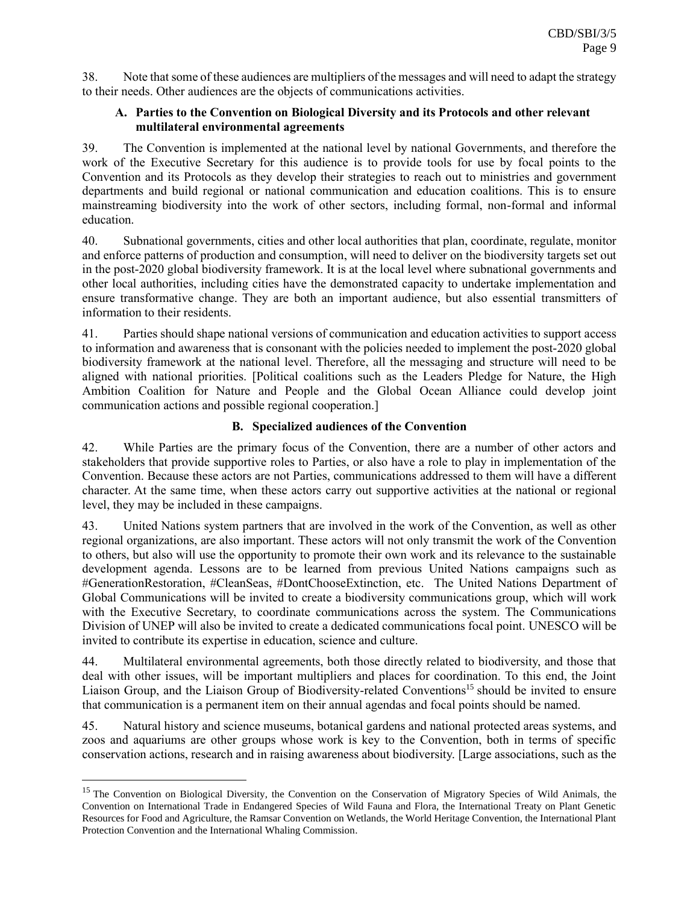38. Note that some of these audiences are multipliers of the messages and will need to adapt the strategy to their needs. Other audiences are the objects of communications activities.

### A. Parties to the Convention on Biological Diversity and its Protocols and other relevant multilateral environmental agreements

39. The Convention is implemented at the national level by national Governments, and therefore the work of the Executive Secretary for this audience is to provide tools for use by focal points to the Convention and its Protocols as they develop their strategies to reach out to ministries and government departments and build regional or national communication and education coalitions. This is to ensure mainstreaming biodiversity into the work of other sectors, including formal, non-formal and informal education.

40. Subnational governments, cities and other local authorities that plan, coordinate, regulate, monitor and enforce patterns of production and consumption, will need to deliver on the biodiversity targets set out in the post-2020 global biodiversity framework. It is at the local level where subnational governments and other local authorities, including cities have the demonstrated capacity to undertake implementation and ensure transformative change. They are both an important audience, but also essential transmitters of information to their residents.

41. Parties should shape national versions of communication and education activities to support access to information and awareness that is consonant with the policies needed to implement the post-2020 global biodiversity framework at the national level. Therefore, all the messaging and structure will need to be aligned with national priorities. [Political coalitions such as the Leaders Pledge for Nature, the High Ambition Coalition for Nature and People and the Global Ocean Alliance could develop joint communication actions and possible regional cooperation.]

### B. Specialized audiences of the Convention

42. While Parties are the primary focus of the Convention, there are a number of other actors and stakeholders that provide supportive roles to Parties, or also have a role to play in implementation of the Convention. Because these actors are not Parties, communications addressed to them will have a different character. At the same time, when these actors carry out supportive activities at the national or regional level, they may be included in these campaigns.

43. United Nations system partners that are involved in the work of the Convention, as well as other regional organizations, are also important. These actors will not only transmit the work of the Convention to others, but also will use the opportunity to promote their own work and its relevance to the sustainable development agenda. Lessons are to be learned from previous United Nations campaigns such as #GenerationRestoration, #CleanSeas, #DontChooseExtinction, etc. The United Nations Department of Global Communications will be invited to create a biodiversity communications group, which will work with the Executive Secretary, to coordinate communications across the system. The Communications Division of UNEP will also be invited to create a dedicated communications focal point. UNESCO will be invited to contribute its expertise in education, science and culture.

44. Multilateral environmental agreements, both those directly related to biodiversity, and those that deal with other issues, will be important multipliers and places for coordination. To this end, the Joint Liaison Group, and the Liaison Group of Biodiversity-related Conventions[15] should be invited to ensure that communication is a permanent item on their annual agendas and focal points should be named.

45. Natural history and science museums, botanical gardens and national protected areas systems, and zoos and aquariums are other groups whose work is key to the Convention, both in terms of specific conservation actions, research and in raising awareness about biodiversity. [Large associations, such as the

---

[15] The Convention on Biological Diversity, the Convention on the Conservation of Migratory Species of Wild Animals, the Convention on International Trade in Endangered Species of Wild Fauna and Flora, the International Treaty on Plant Genetic Resources for Food and Agriculture, the Ramsar Convention on Wetlands, the World Heritage Convention, the International Plant Protection Convention and the International Whaling Commission.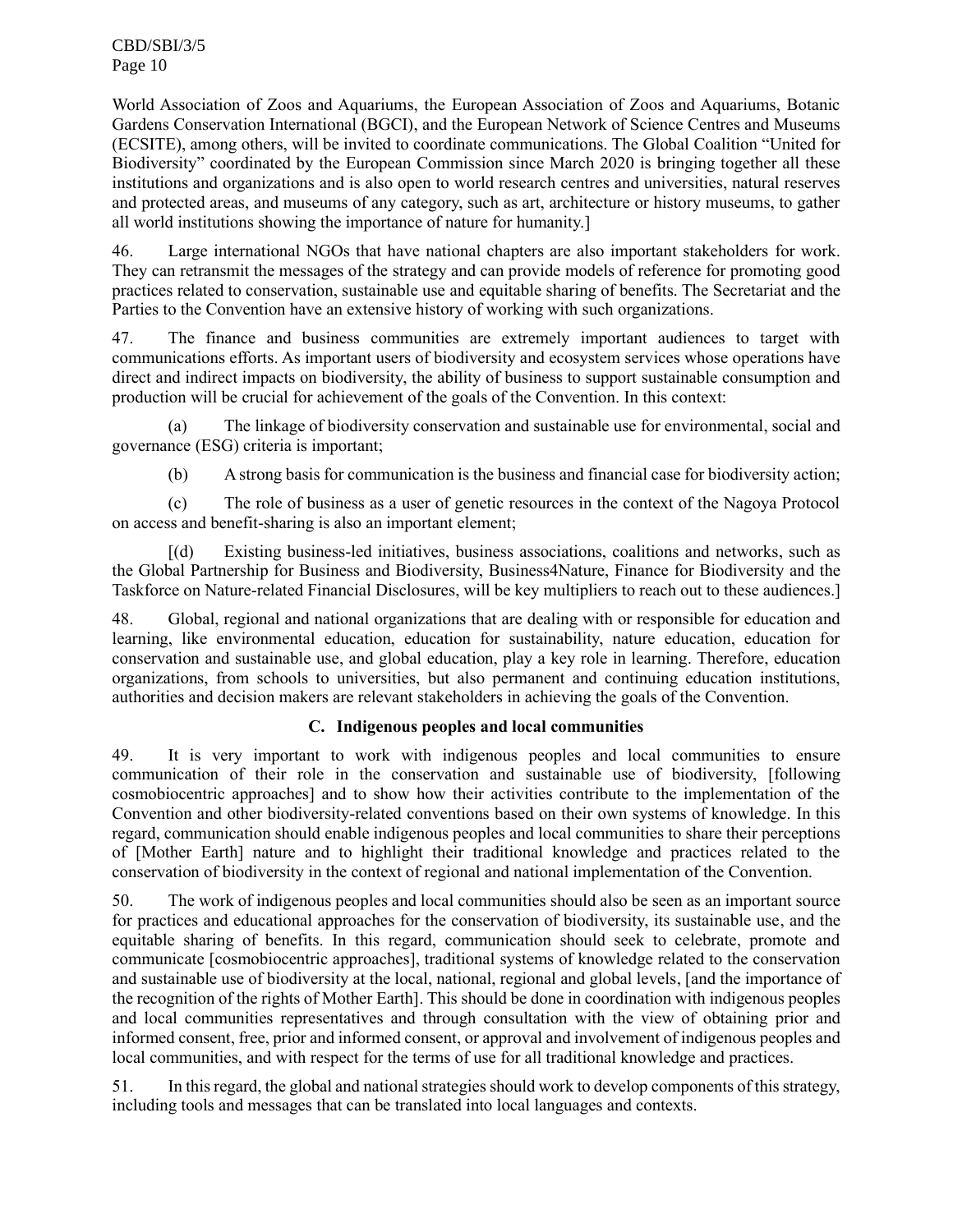World Association of Zoos and Aquariums, the European Association of Zoos and Aquariums, Botanic Gardens Conservation International (BGCI), and the European Network of Science Centres and Museums (ECSITE), among others, will be invited to coordinate communications. The Global Coalition "United for Biodiversity" coordinated by the European Commission since March 2020 is bringing together all these institutions and organizations and is also open to world research centres and universities, natural reserves and protected areas, and museums of any category, such as art, architecture or history museums, to gather all world institutions showing the importance of nature for humanity.]

46. Large international NGOs that have national chapters are also important stakeholders for work. They can retransmit the messages of the strategy and can provide models of reference for promoting good practices related to conservation, sustainable use and equitable sharing of benefits. The Secretariat and the Parties to the Convention have an extensive history of working with such organizations.

47. The finance and business communities are extremely important audiences to target with communications efforts. As important users of biodiversity and ecosystem services whose operations have direct and indirect impacts on biodiversity, the ability of business to support sustainable consumption and production will be crucial for achievement of the goals of the Convention. In this context:

(a) The linkage of biodiversity conservation and sustainable use for environmental, social and governance (ESG) criteria is important;

(b) A strong basis for communication is the business and financial case for biodiversity action;

(c) The role of business as a user of genetic resources in the context of the Nagoya Protocol on access and benefit-sharing is also an important element;

[(d) Existing business-led initiatives, business associations, coalitions and networks, such as the Global Partnership for Business and Biodiversity, Business4Nature, Finance for Biodiversity and the Taskforce on Nature-related Financial Disclosures, will be key multipliers to reach out to these audiences.]

48. Global, regional and national organizations that are dealing with or responsible for education and learning, like environmental education, education for sustainability, nature education, education for conservation and sustainable use, and global education, play a key role in learning. Therefore, education organizations, from schools to universities, but also permanent and continuing education institutions, authorities and decision makers are relevant stakeholders in achieving the goals of the Convention.

### C. Indigenous peoples and local communities

49. It is very important to work with indigenous peoples and local communities to ensure communication of their role in the conservation and sustainable use of biodiversity, [following cosmobiocentric approaches] and to show how their activities contribute to the implementation of the Convention and other biodiversity-related conventions based on their own systems of knowledge. In this regard, communication should enable indigenous peoples and local communities to share their perceptions of [Mother Earth] nature and to highlight their traditional knowledge and practices related to the conservation of biodiversity in the context of regional and national implementation of the Convention.

50. The work of indigenous peoples and local communities should also be seen as an important source for practices and educational approaches for the conservation of biodiversity, its sustainable use, and the equitable sharing of benefits. In this regard, communication should seek to celebrate, promote and communicate [cosmobiocentric approaches], traditional systems of knowledge related to the conservation and sustainable use of biodiversity at the local, national, regional and global levels, [and the importance of the recognition of the rights of Mother Earth]. This should be done in coordination with indigenous peoples and local communities representatives and through consultation with the view of obtaining prior and informed consent, free, prior and informed consent, or approval and involvement of indigenous peoples and local communities, and with respect for the terms of use for all traditional knowledge and practices.

51. In this regard, the global and national strategies should work to develop components of this strategy, including tools and messages that can be translated into local languages and contexts.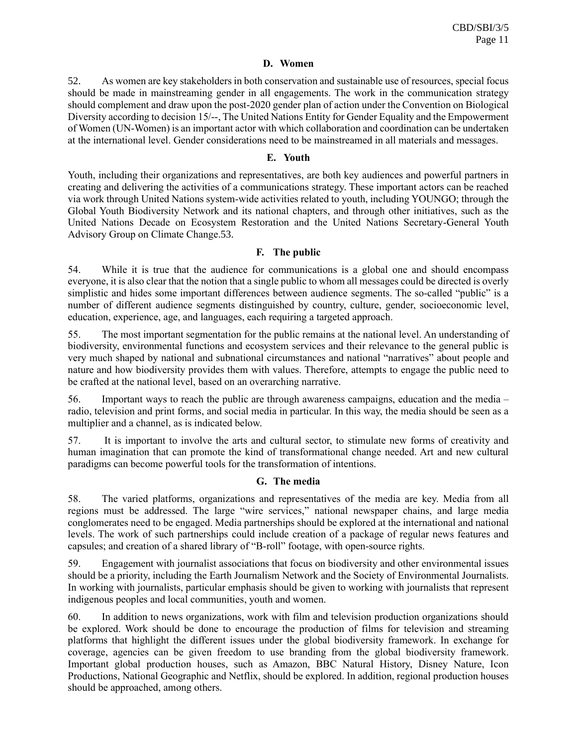### D. Women

52. As women are key stakeholders in both conservation and sustainable use of resources, special focus should be made in mainstreaming gender in all engagements. The work in the communication strategy should complement and draw upon the post-2020 gender plan of action under the Convention on Biological Diversity according to decision 15/--, The United Nations Entity for Gender Equality and the Empowerment of Women (UN-Women) is an important actor with which collaboration and coordination can be undertaken at the international level. Gender considerations need to be mainstreamed in all materials and messages.

### E. Youth

Youth, including their organizations and representatives, are both key audiences and powerful partners in creating and delivering the activities of a communications strategy. These important actors can be reached via work through United Nations system-wide activities related to youth, including YOUNGO; through the Global Youth Biodiversity Network and its national chapters, and through other initiatives, such as the United Nations Decade on Ecosystem Restoration and the United Nations Secretary-General Youth Advisory Group on Climate Change.53.

### F. The public

54. While it is true that the audience for communications is a global one and should encompass everyone, it is also clear that the notion that a single public to whom all messages could be directed is overly simplistic and hides some important differences between audience segments. The so-called "public" is a number of different audience segments distinguished by country, culture, gender, socioeconomic level, education, experience, age, and languages, each requiring a targeted approach.

55. The most important segmentation for the public remains at the national level. An understanding of biodiversity, environmental functions and ecosystem services and their relevance to the general public is very much shaped by national and subnational circumstances and national "narratives" about people and nature and how biodiversity provides them with values. Therefore, attempts to engage the public need to be crafted at the national level, based on an overarching narrative.

56. Important ways to reach the public are through awareness campaigns, education and the media – radio, television and print forms, and social media in particular. In this way, the media should be seen as a multiplier and a channel, as is indicated below.

57. It is important to involve the arts and cultural sector, to stimulate new forms of creativity and human imagination that can promote the kind of transformational change needed. Art and new cultural paradigms can become powerful tools for the transformation of intentions.

### G. The media

58. The varied platforms, organizations and representatives of the media are key. Media from all regions must be addressed. The large "wire services," national newspaper chains, and large media conglomerates need to be engaged. Media partnerships should be explored at the international and national levels. The work of such partnerships could include creation of a package of regular news features and capsules; and creation of a shared library of "B-roll" footage, with open-source rights.

59. Engagement with journalist associations that focus on biodiversity and other environmental issues should be a priority, including the Earth Journalism Network and the Society of Environmental Journalists. In working with journalists, particular emphasis should be given to working with journalists that represent indigenous peoples and local communities, youth and women.

60. In addition to news organizations, work with film and television production organizations should be explored. Work should be done to encourage the production of films for television and streaming platforms that highlight the different issues under the global biodiversity framework. In exchange for coverage, agencies can be given freedom to use branding from the global biodiversity framework. Important global production houses, such as Amazon, BBC Natural History, Disney Nature, Icon Productions, National Geographic and Netflix, should be explored. In addition, regional production houses should be approached, among others.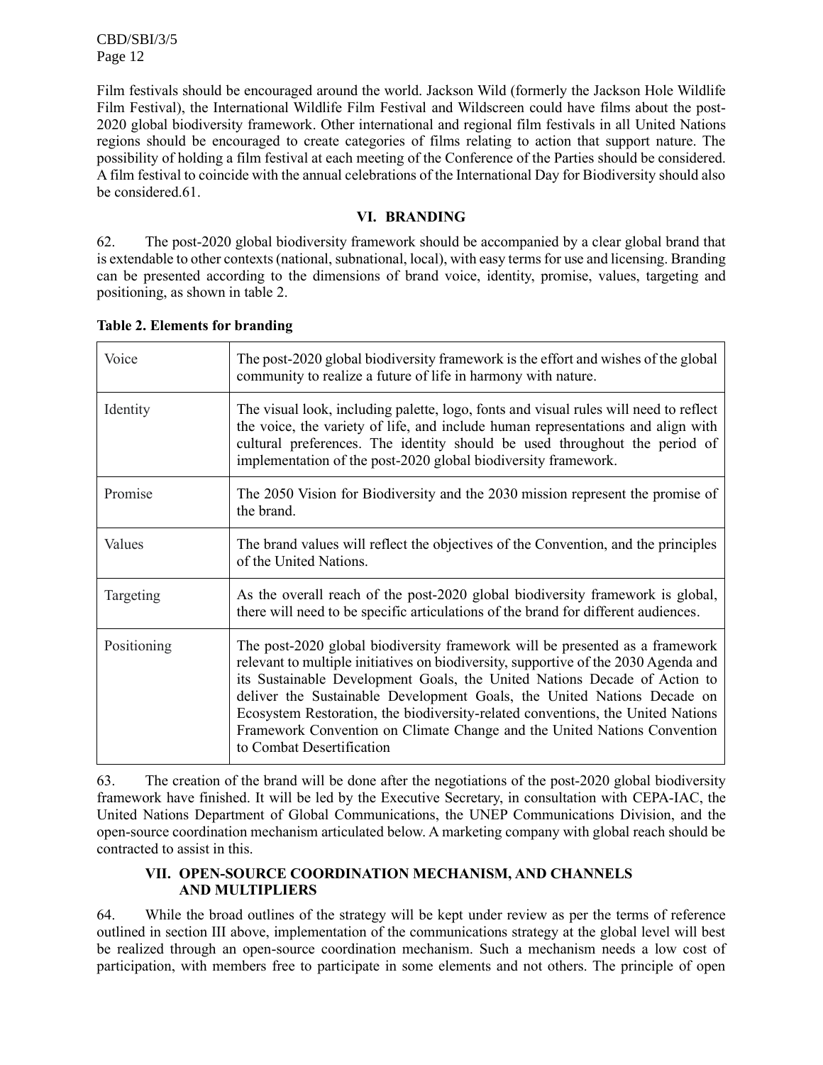Film festivals should be encouraged around the world. Jackson Wild (formerly the Jackson Hole Wildlife Film Festival), the International Wildlife Film Festival and Wildscreen could have films about the post-2020 global biodiversity framework. Other international and regional film festivals in all United Nations regions should be encouraged to create categories of films relating to action that support nature. The possibility of holding a film festival at each meeting of the Conference of the Parties should be considered. A film festival to coincide with the annual celebrations of the International Day for Biodiversity should also be considered.61.

## VI. BRANDING

62. The post-2020 global biodiversity framework should be accompanied by a clear global brand that is extendable to other contexts (national, subnational, local), with easy terms for use and licensing. Branding can be presented according to the dimensions of brand voice, identity, promise, values, targeting and positioning, as shown in table 2.

**Table 2. Elements for branding**

| | |
|---|---|
| Voice | The post-2020 global biodiversity framework is the effort and wishes of the global community to realize a future of life in harmony with nature. |
| Identity | The visual look, including palette, logo, fonts and visual rules will need to reflect the voice, the variety of life, and include human representations and align with cultural preferences. The identity should be used throughout the period of implementation of the post-2020 global biodiversity framework. |
| Promise | The 2050 Vision for Biodiversity and the 2030 mission represent the promise of the brand. |
| Values | The brand values will reflect the objectives of the Convention, and the principles of the United Nations. |
| Targeting | As the overall reach of the post-2020 global biodiversity framework is global, there will need to be specific articulations of the brand for different audiences. |
| Positioning | The post-2020 global biodiversity framework will be presented as a framework relevant to multiple initiatives on biodiversity, supportive of the 2030 Agenda and its Sustainable Development Goals, the United Nations Decade of Action to deliver the Sustainable Development Goals, the United Nations Decade on Ecosystem Restoration, the biodiversity-related conventions, the United Nations Framework Convention on Climate Change and the United Nations Convention to Combat Desertification |

63. The creation of the brand will be done after the negotiations of the post-2020 global biodiversity framework have finished. It will be led by the Executive Secretary, in consultation with CEPA-IAC, the United Nations Department of Global Communications, the UNEP Communications Division, and the open-source coordination mechanism articulated below. A marketing company with global reach should be contracted to assist in this.

## VII. OPEN-SOURCE COORDINATION MECHANISM, AND CHANNELS AND MULTIPLIERS

64. While the broad outlines of the strategy will be kept under review as per the terms of reference outlined in section III above, implementation of the communications strategy at the global level will best be realized through an open-source coordination mechanism. Such a mechanism needs a low cost of participation, with members free to participate in some elements and not others. The principle of open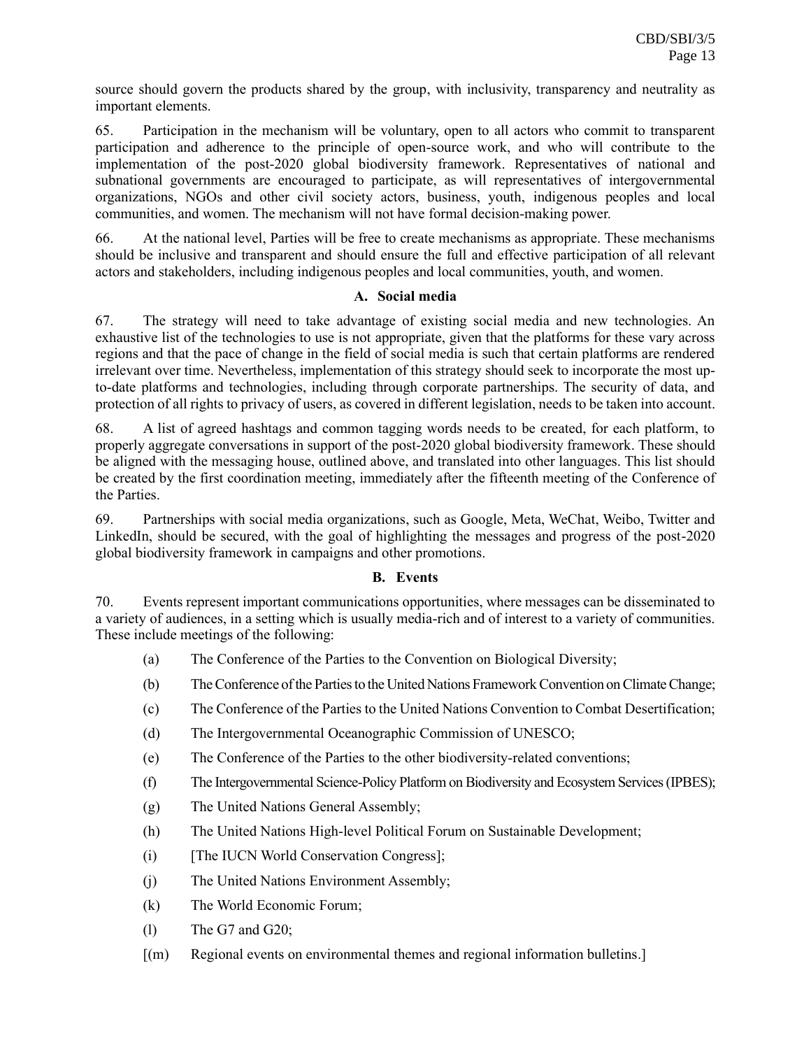source should govern the products shared by the group, with inclusivity, transparency and neutrality as important elements.

65. Participation in the mechanism will be voluntary, open to all actors who commit to transparent participation and adherence to the principle of open-source work, and who will contribute to the implementation of the post-2020 global biodiversity framework. Representatives of national and subnational governments are encouraged to participate, as will representatives of intergovernmental organizations, NGOs and other civil society actors, business, youth, indigenous peoples and local communities, and women. The mechanism will not have formal decision-making power.

66. At the national level, Parties will be free to create mechanisms as appropriate. These mechanisms should be inclusive and transparent and should ensure the full and effective participation of all relevant actors and stakeholders, including indigenous peoples and local communities, youth, and women.

### A. Social media

67. The strategy will need to take advantage of existing social media and new technologies. An exhaustive list of the technologies to use is not appropriate, given that the platforms for these vary across regions and that the pace of change in the field of social media is such that certain platforms are rendered irrelevant over time. Nevertheless, implementation of this strategy should seek to incorporate the most up-to-date platforms and technologies, including through corporate partnerships. The security of data, and protection of all rights to privacy of users, as covered in different legislation, needs to be taken into account.

68. A list of agreed hashtags and common tagging words needs to be created, for each platform, to properly aggregate conversations in support of the post-2020 global biodiversity framework. These should be aligned with the messaging house, outlined above, and translated into other languages. This list should be created by the first coordination meeting, immediately after the fifteenth meeting of the Conference of the Parties.

69. Partnerships with social media organizations, such as Google, Meta, WeChat, Weibo, Twitter and LinkedIn, should be secured, with the goal of highlighting the messages and progress of the post-2020 global biodiversity framework in campaigns and other promotions.

### B. Events

70. Events represent important communications opportunities, where messages can be disseminated to a variety of audiences, in a setting which is usually media-rich and of interest to a variety of communities. These include meetings of the following:

(a) The Conference of the Parties to the Convention on Biological Diversity;

(b) The Conference of the Parties to the United Nations Framework Convention on Climate Change;

(c) The Conference of the Parties to the United Nations Convention to Combat Desertification;

(d) The Intergovernmental Oceanographic Commission of UNESCO;

(e) The Conference of the Parties to the other biodiversity-related conventions;

(f) The Intergovernmental Science-Policy Platform on Biodiversity and Ecosystem Services (IPBES);

(g) The United Nations General Assembly;

(h) The United Nations High-level Political Forum on Sustainable Development;

(i) [The IUCN World Conservation Congress];

(j) The United Nations Environment Assembly;

(k) The World Economic Forum;

(l) The G7 and G20;

[(m) Regional events on environmental themes and regional information bulletins.]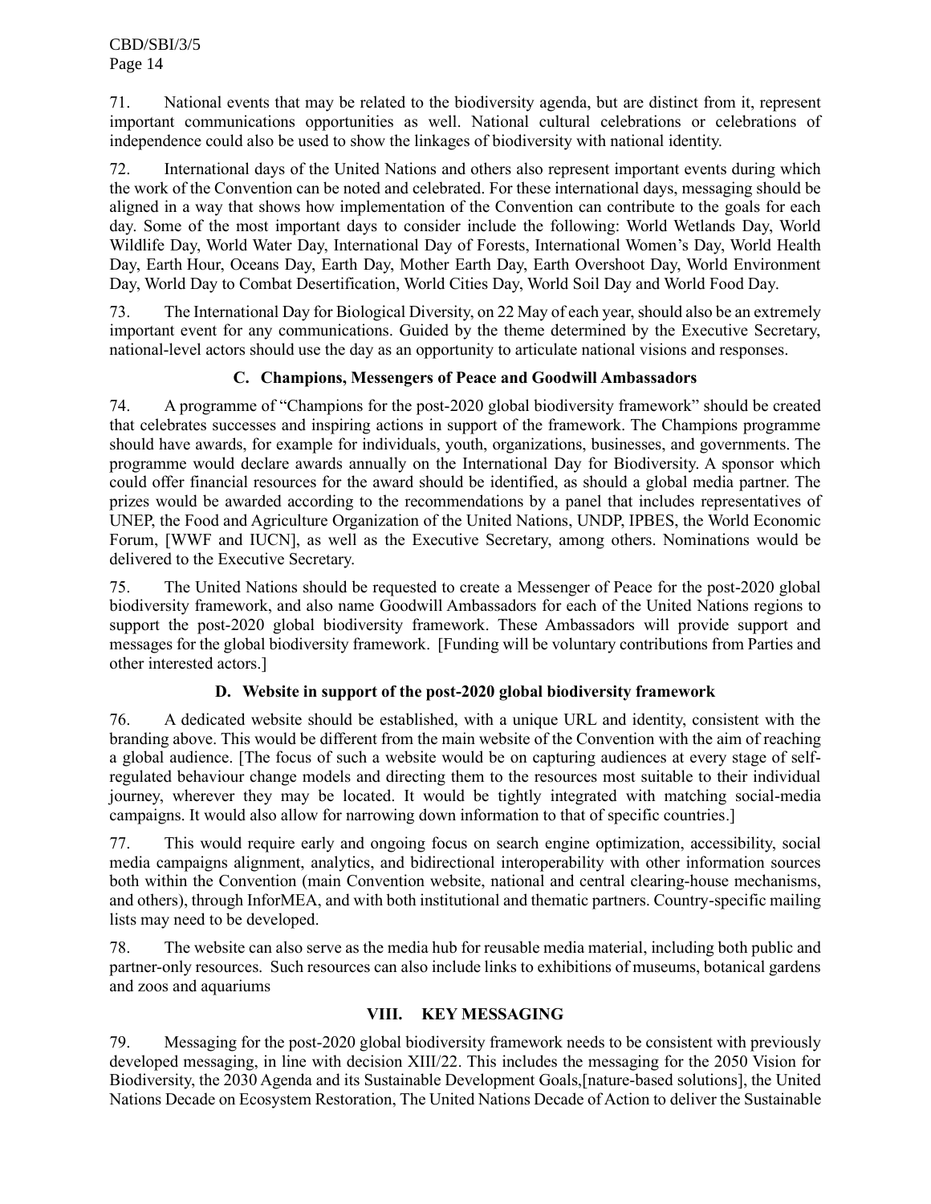71. National events that may be related to the biodiversity agenda, but are distinct from it, represent important communications opportunities as well. National cultural celebrations or celebrations of independence could also be used to show the linkages of biodiversity with national identity.

72. International days of the United Nations and others also represent important events during which the work of the Convention can be noted and celebrated. For these international days, messaging should be aligned in a way that shows how implementation of the Convention can contribute to the goals for each day. Some of the most important days to consider include the following: World Wetlands Day, World Wildlife Day, World Water Day, International Day of Forests, International Women's Day, World Health Day, Earth Hour, Oceans Day, Earth Day, Mother Earth Day, Earth Overshoot Day, World Environment Day, World Day to Combat Desertification, World Cities Day, World Soil Day and World Food Day.

73. The International Day for Biological Diversity, on 22 May of each year, should also be an extremely important event for any communications. Guided by the theme determined by the Executive Secretary, national-level actors should use the day as an opportunity to articulate national visions and responses.

### C. Champions, Messengers of Peace and Goodwill Ambassadors

74. A programme of "Champions for the post-2020 global biodiversity framework" should be created that celebrates successes and inspiring actions in support of the framework. The Champions programme should have awards, for example for individuals, youth, organizations, businesses, and governments. The programme would declare awards annually on the International Day for Biodiversity. A sponsor which could offer financial resources for the award should be identified, as should a global media partner. The prizes would be awarded according to the recommendations by a panel that includes representatives of UNEP, the Food and Agriculture Organization of the United Nations, UNDP, IPBES, the World Economic Forum, [WWF and IUCN], as well as the Executive Secretary, among others. Nominations would be delivered to the Executive Secretary.

75. The United Nations should be requested to create a Messenger of Peace for the post-2020 global biodiversity framework, and also name Goodwill Ambassadors for each of the United Nations regions to support the post-2020 global biodiversity framework. These Ambassadors will provide support and messages for the global biodiversity framework. [Funding will be voluntary contributions from Parties and other interested actors.]

### D. Website in support of the post-2020 global biodiversity framework

76. A dedicated website should be established, with a unique URL and identity, consistent with the branding above. This would be different from the main website of the Convention with the aim of reaching a global audience. [The focus of such a website would be on capturing audiences at every stage of self-regulated behaviour change models and directing them to the resources most suitable to their individual journey, wherever they may be located. It would be tightly integrated with matching social-media campaigns. It would also allow for narrowing down information to that of specific countries.]

77. This would require early and ongoing focus on search engine optimization, accessibility, social media campaigns alignment, analytics, and bidirectional interoperability with other information sources both within the Convention (main Convention website, national and central clearing-house mechanisms, and others), through InforMEA, and with both institutional and thematic partners. Country-specific mailing lists may need to be developed.

78. The website can also serve as the media hub for reusable media material, including both public and partner-only resources. Such resources can also include links to exhibitions of museums, botanical gardens and zoos and aquariums

## VIII. KEY MESSAGING

79. Messaging for the post-2020 global biodiversity framework needs to be consistent with previously developed messaging, in line with decision XIII/22. This includes the messaging for the 2050 Vision for Biodiversity, the 2030 Agenda and its Sustainable Development Goals,[nature-based solutions], the United Nations Decade on Ecosystem Restoration, The United Nations Decade of Action to deliver the Sustainable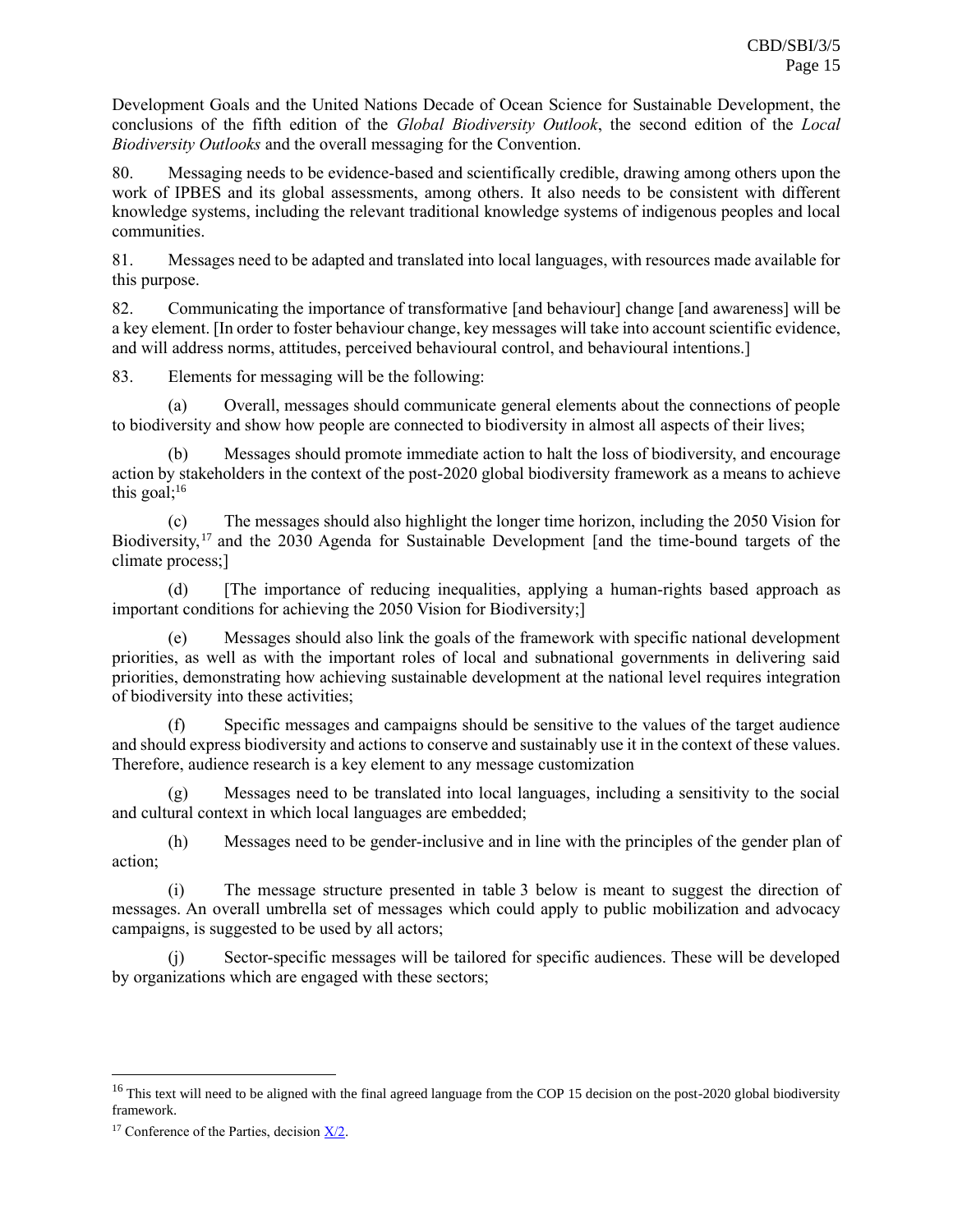Development Goals and the United Nations Decade of Ocean Science for Sustainable Development, the conclusions of the fifth edition of the *Global Biodiversity Outlook*, the second edition of the *Local Biodiversity Outlooks* and the overall messaging for the Convention.

80. Messaging needs to be evidence-based and scientifically credible, drawing among others upon the work of IPBES and its global assessments, among others. It also needs to be consistent with different knowledge systems, including the relevant traditional knowledge systems of indigenous peoples and local communities.

81. Messages need to be adapted and translated into local languages, with resources made available for this purpose.

82. Communicating the importance of transformative [and behaviour] change [and awareness] will be a key element. [In order to foster behaviour change, key messages will take into account scientific evidence, and will address norms, attitudes, perceived behavioural control, and behavioural intentions.]

83. Elements for messaging will be the following:

(a) Overall, messages should communicate general elements about the connections of people to biodiversity and show how people are connected to biodiversity in almost all aspects of their lives;

(b) Messages should promote immediate action to halt the loss of biodiversity, and encourage action by stakeholders in the context of the post-2020 global biodiversity framework as a means to achieve this goal;[16]

(c) The messages should also highlight the longer time horizon, including the 2050 Vision for Biodiversity,[17] and the 2030 Agenda for Sustainable Development [and the time-bound targets of the climate process;]

(d) [The importance of reducing inequalities, applying a human-rights based approach as important conditions for achieving the 2050 Vision for Biodiversity;]

(e) Messages should also link the goals of the framework with specific national development priorities, as well as with the important roles of local and subnational governments in delivering said priorities, demonstrating how achieving sustainable development at the national level requires integration of biodiversity into these activities;

(f) Specific messages and campaigns should be sensitive to the values of the target audience and should express biodiversity and actions to conserve and sustainably use it in the context of these values. Therefore, audience research is a key element to any message customization

(g) Messages need to be translated into local languages, including a sensitivity to the social and cultural context in which local languages are embedded;

(h) Messages need to be gender-inclusive and in line with the principles of the gender plan of action;

(i) The message structure presented in table 3 below is meant to suggest the direction of messages. An overall umbrella set of messages which could apply to public mobilization and advocacy campaigns, is suggested to be used by all actors;

(j) Sector-specific messages will be tailored for specific audiences. These will be developed by organizations which are engaged with these sectors;

---

[16] This text will need to be aligned with the final agreed language from the COP 15 decision on the post-2020 global biodiversity framework.

[17] Conference of the Parties, decision X/2.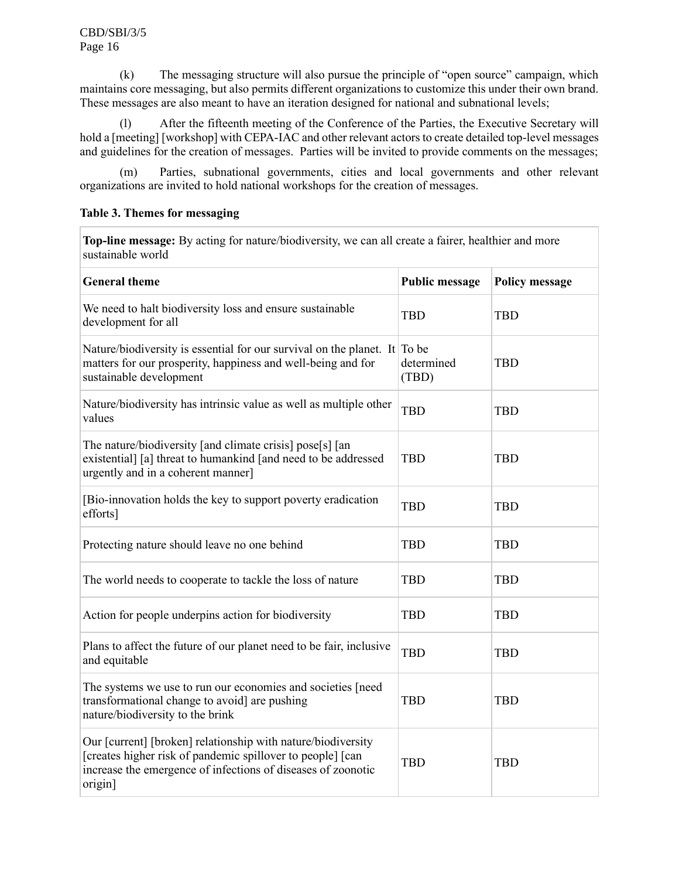(k) The messaging structure will also pursue the principle of "open source" campaign, which maintains core messaging, but also permits different organizations to customize this under their own brand. These messages are also meant to have an iteration designed for national and subnational levels;

(l) After the fifteenth meeting of the Conference of the Parties, the Executive Secretary will hold a [meeting] [workshop] with CEPA-IAC and other relevant actors to create detailed top-level messages and guidelines for the creation of messages. Parties will be invited to provide comments on the messages;

(m) Parties, subnational governments, cities and local governments and other relevant organizations are invited to hold national workshops for the creation of messages.

**Table 3. Themes for messaging**

| **Top-line message:** By acting for nature/biodiversity, we can all create a fairer, healthier and more sustainable world | | |
|---|---|---|
| **General theme** | **Public message** | **Policy message** |
| We need to halt biodiversity loss and ensure sustainable development for all | TBD | TBD |
| Nature/biodiversity is essential for our survival on the planet. It matters for our prosperity, happiness and well-being and for sustainable development | To be determined (TBD) | TBD |
| Nature/biodiversity has intrinsic value as well as multiple other values | TBD | TBD |
| The nature/biodiversity [and climate crisis] pose[s] [an existential] [a] threat to humankind [and need to be addressed urgently and in a coherent manner] | TBD | TBD |
| [Bio-innovation holds the key to support poverty eradication efforts] | TBD | TBD |
| Protecting nature should leave no one behind | TBD | TBD |
| The world needs to cooperate to tackle the loss of nature | TBD | TBD |
| Action for people underpins action for biodiversity | TBD | TBD |
| Plans to affect the future of our planet need to be fair, inclusive and equitable | TBD | TBD |
| The systems we use to run our economies and societies [need transformational change to avoid] are pushing nature/biodiversity to the brink | TBD | TBD |
| Our [current] [broken] relationship with nature/biodiversity [creates higher risk of pandemic spillover to people] [can increase the emergence of infections of diseases of zoonotic origin] | TBD | TBD |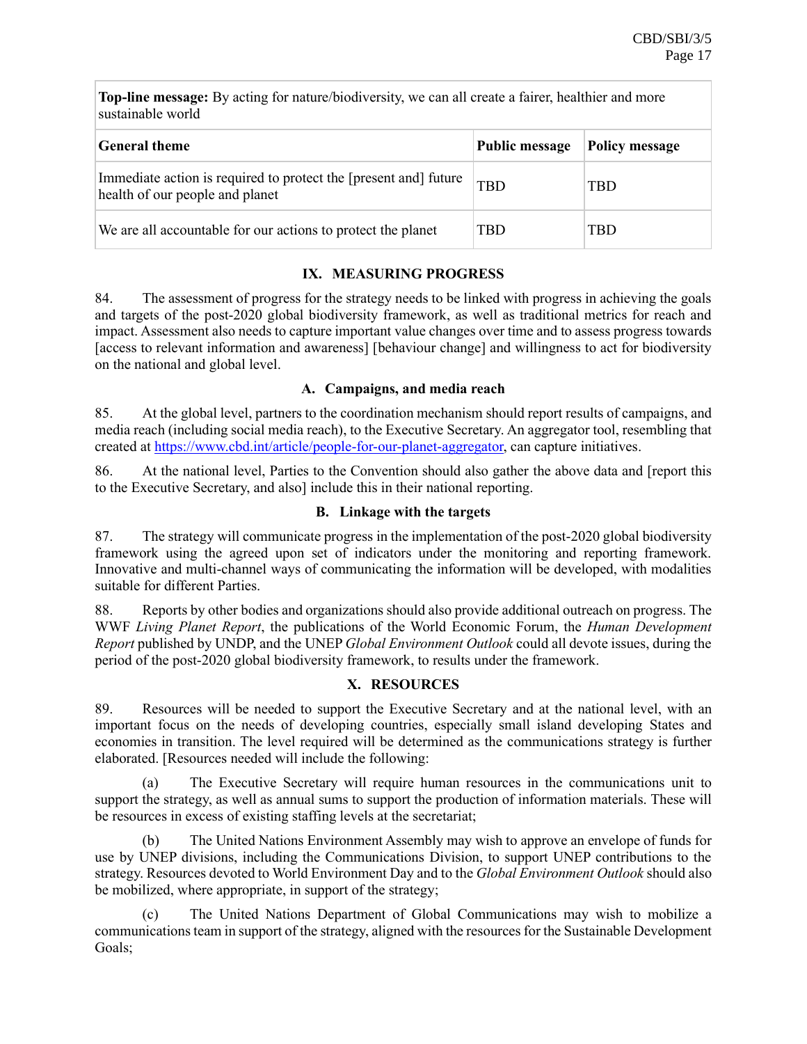| **Top-line message:** By acting for nature/biodiversity, we can all create a fairer, healthier and more sustainable world | | |
|---|---|---|
| **General theme** | **Public message** | **Policy message** |
| Immediate action is required to protect the [present and] future health of our people and planet | TBD | TBD |
| We are all accountable for our actions to protect the planet | TBD | TBD |

## IX. MEASURING PROGRESS

84. The assessment of progress for the strategy needs to be linked with progress in achieving the goals and targets of the post-2020 global biodiversity framework, as well as traditional metrics for reach and impact. Assessment also needs to capture important value changes over time and to assess progress towards [access to relevant information and awareness] [behaviour change] and willingness to act for biodiversity on the national and global level.

### A. Campaigns, and media reach

85. At the global level, partners to the coordination mechanism should report results of campaigns, and media reach (including social media reach), to the Executive Secretary. An aggregator tool, resembling that created at https://www.cbd.int/article/people-for-our-planet-aggregator, can capture initiatives.

86. At the national level, Parties to the Convention should also gather the above data and [report this to the Executive Secretary, and also] include this in their national reporting.

### B. Linkage with the targets

87. The strategy will communicate progress in the implementation of the post-2020 global biodiversity framework using the agreed upon set of indicators under the monitoring and reporting framework. Innovative and multi-channel ways of communicating the information will be developed, with modalities suitable for different Parties.

88. Reports by other bodies and organizations should also provide additional outreach on progress. The WWF *Living Planet Report*, the publications of the World Economic Forum, the *Human Development Report* published by UNDP, and the UNEP *Global Environment Outlook* could all devote issues, during the period of the post-2020 global biodiversity framework, to results under the framework.

## X. RESOURCES

89. Resources will be needed to support the Executive Secretary and at the national level, with an important focus on the needs of developing countries, especially small island developing States and economies in transition. The level required will be determined as the communications strategy is further elaborated. [Resources needed will include the following:

(a) The Executive Secretary will require human resources in the communications unit to support the strategy, as well as annual sums to support the production of information materials. These will be resources in excess of existing staffing levels at the secretariat;

(b) The United Nations Environment Assembly may wish to approve an envelope of funds for use by UNEP divisions, including the Communications Division, to support UNEP contributions to the strategy. Resources devoted to World Environment Day and to the *Global Environment Outlook* should also be mobilized, where appropriate, in support of the strategy;

(c) The United Nations Department of Global Communications may wish to mobilize a communications team in support of the strategy, aligned with the resources for the Sustainable Development Goals;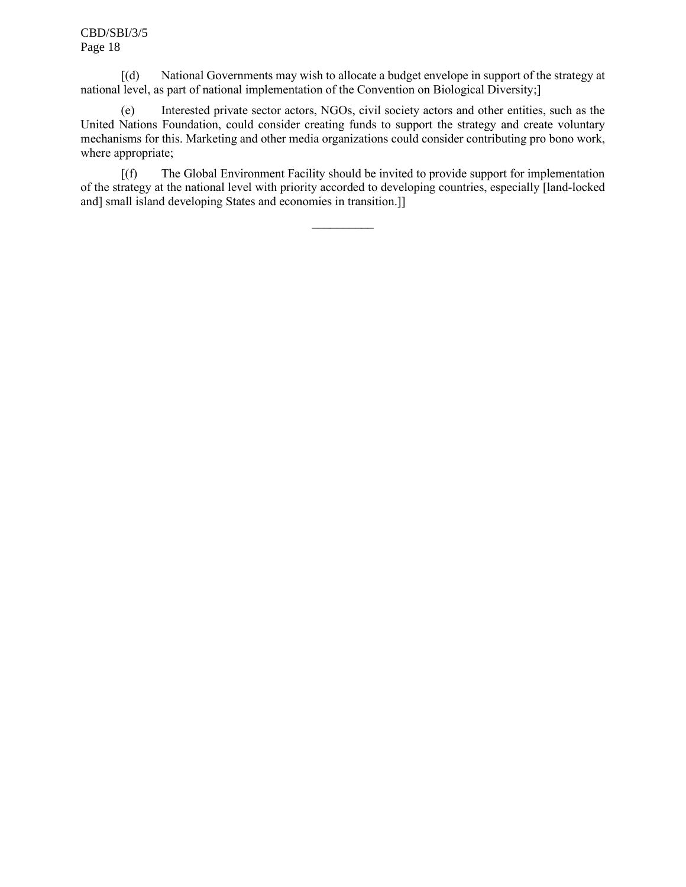[(d) National Governments may wish to allocate a budget envelope in support of the strategy at national level, as part of national implementation of the Convention on Biological Diversity;]

(e) Interested private sector actors, NGOs, civil society actors and other entities, such as the United Nations Foundation, could consider creating funds to support the strategy and create voluntary mechanisms for this. Marketing and other media organizations could consider contributing pro bono work, where appropriate;

[(f) The Global Environment Facility should be invited to provide support for implementation of the strategy at the national level with priority accorded to developing countries, especially [land-locked and] small island developing States and economies in transition.]]

----------